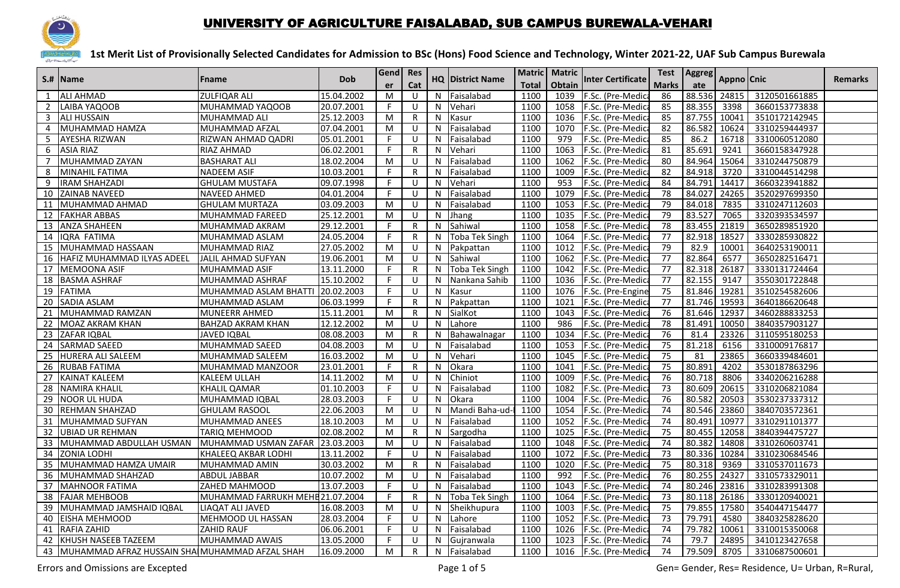# UNIVERSITY OF AGRICULTURE FAISALABAD, SUB CAMPUS BUREWALA-VEHARI

**1st Merit List of Provisionally Selected Candidates for Admission to BSc (Hons) Food Science and Technology, Winter 2021-22, UAF Sub Campus Burewala**

| S.# | Name | Fname | Dob | Gender | Res Cat | HQ | District Name | Matric Total | Matric Obtain | Inter Certificate | Test Marks | Aggregate | Appno | Cnic | Remarks |
|---|---|---|---|---|---|---|---|---|---|---|---|---|---|---|---|
| 1 | ALI AHMAD | ZULFIQAR ALI | 15.04.2002 | M | U | N | Faisalabad | 1100 | 1039 | F.Sc. (Pre-Medica | 86 | 88.536 | 24815 | 3120501661885 | |
| 2 | LAIBA YAQOOB | MUHAMMAD YAQOOB | 20.07.2001 | F | U | N | Vehari | 1100 | 1058 | F.Sc. (Pre-Medica | 85 | 88.355 | 3398 | 3660153773838 | |
| 3 | ALI HUSSAIN | MUHAMMAD ALI | 25.12.2003 | M | R | N | Kasur | 1100 | 1036 | F.Sc. (Pre-Medica | 85 | 87.755 | 10041 | 3510172142945 | |
| 4 | MUHAMMAD HAMZA | MUHAMMAD AFZAL | 07.04.2001 | M | U | N | Faisalabad | 1100 | 1070 | F.Sc. (Pre-Medica | 82 | 86.582 | 10624 | 3310259444937 | |
| 5 | AYESHA RIZWAN | RIZWAN AHMAD QADRI | 05.01.2001 | F | U | N | Faisalabad | 1100 | 979 | F.Sc. (Pre-Medica | 85 | 86.2 | 16718 | 3310060512080 | |
| 6 | ASIA RIAZ | RIAZ AHMAD | 06.02.2001 | F | R | N | Vehari | 1100 | 1063 | F.Sc. (Pre-Medica | 81 | 85.691 | 9241 | 3660158347928 | |
| 7 | MUHAMMAD ZAYAN | BASHARAT ALI | 18.02.2004 | M | U | N | Faisalabad | 1100 | 1062 | F.Sc. (Pre-Medica | 80 | 84.964 | 15064 | 3310244750879 | |
| 8 | MINAHIL FATIMA | NADEEM ASIF | 10.03.2001 | F | R | N | Faisalabad | 1100 | 1009 | F.Sc. (Pre-Medica | 82 | 84.918 | 3720 | 3310044514298 | |
| 9 | IRAM SHAHZADI | GHULAM MUSTAFA | 09.07.1998 | F | U | N | Vehari | 1100 | 953 | F.Sc. (Pre-Medica | 84 | 84.791 | 14417 | 3660323941882 | |
| 10 | ZAINAB NAVEED | NAVEED AHMED | 04.01.2004 | F | U | N | Faisalabad | 1100 | 1079 | F.Sc. (Pre-Medica | 78 | 84.027 | 24265 | 3520297699350 | |
| 11 | MUHAMMAD AHMAD | GHULAM MURTAZA | 03.09.2003 | M | U | N | Faisalabad | 1100 | 1053 | F.Sc. (Pre-Medica | 79 | 84.018 | 7835 | 3310247112603 | |
| 12 | FAKHAR ABBAS | MUHAMMAD FAREED | 25.12.2001 | M | U | N | Jhang | 1100 | 1035 | F.Sc. (Pre-Medica | 79 | 83.527 | 7065 | 3320393534597 | |
| 13 | ANZA SHAHEEN | MUHAMMAD AKRAM | 29.12.2001 | F | R | N | Sahiwal | 1100 | 1058 | F.Sc. (Pre-Medica | 78 | 83.455 | 21819 | 3650289851920 | |
| 14 | IQRA FATIMA | MUHAMMAD ASLAM | 24.05.2004 | F | R | N | Toba Tek Singh | 1100 | 1064 | F.Sc. (Pre-Medica | 77 | 82.918 | 18527 | 3330285930822 | |
| 15 | MUHAMMAD HASSAAN | MUHAMMAD RIAZ | 27.05.2002 | M | U | N | Pakpattan | 1100 | 1012 | F.Sc. (Pre-Medica | 79 | 82.9 | 10001 | 3640253190011 | |
| 16 | HAFIZ MUHAMMAD ILYAS ADEEL | JALIL AHMAD SUFYAN | 19.06.2001 | M | U | N | Sahiwal | 1100 | 1062 | F.Sc. (Pre-Medica | 77 | 82.864 | 6577 | 3650282516471 | |
| 17 | MEMOONA ASIF | MUHAMMAD ASIF | 13.11.2000 | F | R | N | Toba Tek Singh | 1100 | 1042 | F.Sc. (Pre-Medica | 77 | 82.318 | 26187 | 3330131724464 | |
| 18 | BASMA ASHRAF | MUHAMMAD ASHRAF | 15.10.2002 | F | U | N | Nankana Sahib | 1100 | 1036 | F.Sc. (Pre-Medica | 77 | 82.155 | 9147 | 3550301722848 | |
| 19 | FATIMA | MUHAMMAD ASLAM BHATTI | 20.02.2003 | F | U | N | Kasur | 1100 | 1076 | F.Sc. (Pre-Engine | 75 | 81.846 | 19281 | 3510254582606 | |
| 20 | SADIA ASLAM | MUHAMMAD ASLAM | 06.03.1999 | F | R | N | Pakpattan | 1100 | 1021 | F.Sc. (Pre-Medica | 77 | 81.746 | 19593 | 3640186620648 | |
| 21 | MUHAMMAD RAMZAN | MUNEERR AHMED | 15.11.2001 | M | R | N | SialKot | 1100 | 1043 | F.Sc. (Pre-Medica | 76 | 81.646 | 12937 | 3460288833253 | |
| 22 | MOAZ AKRAM KHAN | BAHZAD AKRAM KHAN | 12.12.2002 | M | U | N | Lahore | 1100 | 986 | F.Sc. (Pre-Medica | 78 | 81.491 | 10050 | 3840357903127 | |
| 23 | ZAFAR IQBAL | JAVED IQBAL | 08.08.2003 | M | R | N | Bahawalnagar | 1100 | 1034 | F.Sc. (Pre-Medica | 76 | 81.4 | 23326 | 3110595180253 | |
| 24 | SARMAD SAEED | MUHAMMAD SAEED | 04.08.2003 | M | U | N | Faisalabad | 1100 | 1053 | F.Sc. (Pre-Medica | 75 | 81.218 | 6156 | 3310009176817 | |
| 25 | HURERA ALI SALEEM | MUHAMMAD SALEEM | 16.03.2002 | M | U | N | Vehari | 1100 | 1045 | F.Sc. (Pre-Medica | 75 | 81 | 23865 | 3660339484601 | |
| 26 | RUBAB FATIMA | MUHAMMAD MANZOOR | 23.01.2001 | F | R | N | Okara | 1100 | 1041 | F.Sc. (Pre-Medica | 75 | 80.891 | 4202 | 3530187863296 | |
| 27 | KAINAT KALEEM | KALEEM ULLAH | 14.11.2002 | M | U | N | Chiniot | 1100 | 1009 | F.Sc. (Pre-Medica | 76 | 80.718 | 8806 | 3340206216288 | |
| 28 | NAMIRA KHALIL | KHALIL QAMAR | 01.10.2003 | F | U | N | Faisalabad | 1100 | 1082 | F.Sc. (Pre-Medica | 73 | 80.609 | 20615 | 3310206821084 | |
| 29 | NOOR UL HUDA | MUHAMMAD IQBAL | 28.03.2003 | F | U | N | Okara | 1100 | 1004 | F.Sc. (Pre-Medica | 76 | 80.582 | 20503 | 3530237337312 | |
| 30 | REHMAN SHAHZAD | GHULAM RASOOL | 22.06.2003 | M | U | N | Mandi Baha-ud- | 1100 | 1054 | F.Sc. (Pre-Medica | 74 | 80.546 | 23860 | 3840703572361 | |
| 31 | MUHAMMAD SUFYAN | MUHAMMAD ANEES | 18.10.2003 | M | U | N | Faisalabad | 1100 | 1052 | F.Sc. (Pre-Medica | 74 | 80.491 | 10977 | 3310291101377 | |
| 32 | UBIAD UR REHMAN | TARIQ MEHMOOD | 02.08.2002 | M | R | N | Sargodha | 1100 | 1025 | F.Sc. (Pre-Medica | 75 | 80.455 | 12058 | 3840394475727 | |
| 33 | MUHAMMAD ABDULLAH USMAN | MUHAMMAD USMAN ZAFAR | 23.03.2003 | M | U | N | Faisalabad | 1100 | 1048 | F.Sc. (Pre-Medica | 74 | 80.382 | 14808 | 3310260603741 | |
| 34 | ZONIA LODHI | KHALEEQ AKBAR LODHI | 13.11.2002 | F | U | N | Faisalabad | 1100 | 1072 | F.Sc. (Pre-Medica | 73 | 80.336 | 10284 | 3310230684546 | |
| 35 | MUHAMMAD HAMZA UMAIR | MUHAMMAD AMIN | 30.03.2002 | M | R | N | Faisalabad | 1100 | 1020 | F.Sc. (Pre-Medica | 75 | 80.318 | 9369 | 3310537011673 | |
| 36 | MUHAMMAD SHAHZAD | ABDUL JABBAR | 10.07.2002 | M | U | N | Faisalabad | 1100 | 992 | F.Sc. (Pre-Medica | 76 | 80.255 | 24327 | 3310573329011 | |
| 37 | MAHNOOR FATIMA | ZAHED MAHMOOD | 13.07.2003 | F | U | N | Faisalabad | 1100 | 1043 | F.Sc. (Pre-Medica | 74 | 80.246 | 23816 | 3310283991308 | |
| 38 | FAJAR MEHBOOB | MUHAMMAD FARRUKH MEHB | 21.07.2004 | F | R | N | Toba Tek Singh | 1100 | 1064 | F.Sc. (Pre-Medica | 73 | 80.118 | 26186 | 3330120940021 | |
| 39 | MUHAMMAD JAMSHAID IQBAL | LIAQAT ALI JAVED | 16.08.2003 | M | U | N | Sheikhupura | 1100 | 1003 | F.Sc. (Pre-Medica | 75 | 79.855 | 17580 | 3540447154477 | |
| 40 | EISHA MEHMOOD | MEHMOOD UL HASSAN | 28.03.2004 | F | U | N | Lahore | 1100 | 1052 | F.Sc. (Pre-Medica | 73 | 79.791 | 4580 | 3840325828620 | |
| 41 | RAFIA ZAHID | ZAHID RAUF | 06.06.2001 | F | U | N | Faisalabad | 1100 | 1026 | F.Sc. (Pre-Medica | 74 | 79.782 | 10061 | 3310015350068 | |
| 42 | KHUSH NASEEB TAZEEM | MUHAMMAD AWAIS | 13.05.2000 | F | U | N | Gujranwala | 1100 | 1023 | F.Sc. (Pre-Medica | 74 | 79.7 | 24895 | 3410123427658 | |
| 43 | MUHAMMAD AFRAZ HUSSAIN SHA | MUHAMMAD AFZAL SHAH | 16.09.2000 | M | R | N | Faisalabad | 1100 | 1016 | F.Sc. (Pre-Medica | 74 | 79.509 | 8705 | 3310687500601 | |

Errors and Omissions are Excepted

Gen= Gender, Res= Residence, U= Urban, R=Rural,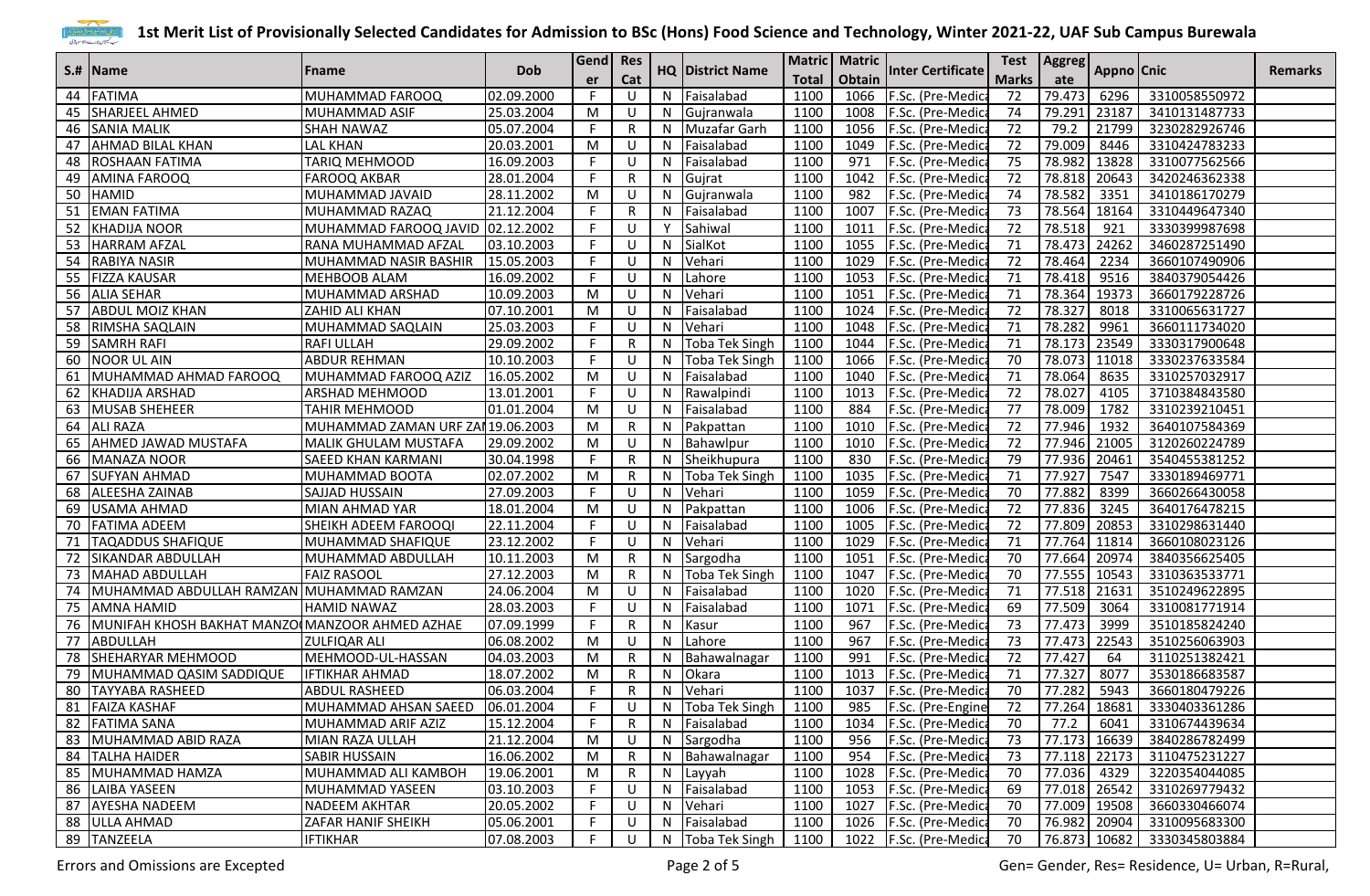# 1st Merit List of Provisionally Selected Candidates for Admission to BSc (Hons) Food Science and Technology, Winter 2021-22, UAF Sub Campus Burewala

| S.# | Name | Fname | Dob | Gender | Res Cat | HQ | District Name | Matric Total | Matric Obtain | Inter Certificate | Test Marks | Aggregate | Appno | Cnic | Remarks |
|---|---|---|---|---|---|---|---|---|---|---|---|---|---|---|---|
| 44 | FATIMA | MUHAMMAD FAROOQ | 02.09.2000 | F | U | N | Faisalabad | 1100 | 1066 | F.Sc. (Pre-Medica | 72 | 79.473 | 6296 | 3310058550972 | |
| 45 | SHARJEEL AHMED | MUHAMMAD ASIF | 25.03.2004 | M | U | N | Gujranwala | 1100 | 1008 | F.Sc. (Pre-Medica | 74 | 79.291 | 23187 | 3410131487733 | |
| 46 | SANIA MALIK | SHAH NAWAZ | 05.07.2004 | F | R | N | Muzafar Garh | 1100 | 1056 | F.Sc. (Pre-Medica | 72 | 79.2 | 21799 | 3230282926746 | |
| 47 | AHMAD BILAL KHAN | LAL KHAN | 20.03.2001 | M | U | N | Faisalabad | 1100 | 1049 | F.Sc. (Pre-Medica | 72 | 79.009 | 8446 | 3310424783233 | |
| 48 | ROSHAAN FATIMA | TARIQ MEHMOOD | 16.09.2003 | F | U | N | Faisalabad | 1100 | 971 | F.Sc. (Pre-Medica | 75 | 78.982 | 13828 | 3310077562566 | |
| 49 | AMINA FAROOQ | FAROOQ AKBAR | 28.01.2004 | F | R | N | Gujrat | 1100 | 1042 | F.Sc. (Pre-Medica | 72 | 78.818 | 20643 | 3420246362338 | |
| 50 | HAMID | MUHAMMAD JAVAID | 28.11.2002 | M | U | N | Gujranwala | 1100 | 982 | F.Sc. (Pre-Medica | 74 | 78.582 | 3351 | 3410186170279 | |
| 51 | EMAN FATIMA | MUHAMMAD RAZAQ | 21.12.2004 | F | R | N | Faisalabad | 1100 | 1007 | F.Sc. (Pre-Medica | 73 | 78.564 | 18164 | 3310449647340 | |
| 52 | KHADIJA NOOR | MUHAMMAD FAROOQ JAVID | 02.12.2002 | F | U | Y | Sahiwal | 1100 | 1011 | F.Sc. (Pre-Medica | 72 | 78.518 | 921 | 3330399987698 | |
| 53 | HARRAM AFZAL | RANA MUHAMMAD AFZAL | 03.10.2003 | F | U | N | SialKot | 1100 | 1055 | F.Sc. (Pre-Medica | 71 | 78.473 | 24262 | 3460287251490 | |
| 54 | RABIYA NASIR | MUHAMMAD NASIR BASHIR | 15.05.2003 | F | U | N | Vehari | 1100 | 1029 | F.Sc. (Pre-Medica | 72 | 78.464 | 2234 | 3660107490906 | |
| 55 | FIZZA KAUSAR | MEHBOOB ALAM | 16.09.2002 | F | U | N | Lahore | 1100 | 1053 | F.Sc. (Pre-Medica | 71 | 78.418 | 9516 | 3840379054426 | |
| 56 | ALIA SEHAR | MUHAMMAD ARSHAD | 10.09.2003 | M | U | N | Vehari | 1100 | 1051 | F.Sc. (Pre-Medica | 71 | 78.364 | 19373 | 3660179228726 | |
| 57 | ABDUL MOIZ KHAN | ZAHID ALI KHAN | 07.10.2001 | M | U | N | Faisalabad | 1100 | 1024 | F.Sc. (Pre-Medica | 72 | 78.327 | 8018 | 3310065631727 | |
| 58 | RIMSHA SAQLAIN | MUHAMMAD SAQLAIN | 25.03.2003 | F | U | N | Vehari | 1100 | 1048 | F.Sc. (Pre-Medica | 71 | 78.282 | 9961 | 3660111734020 | |
| 59 | SAMRH RAFI | RAFI ULLAH | 29.09.2002 | F | R | N | Toba Tek Singh | 1100 | 1044 | F.Sc. (Pre-Medica | 71 | 78.173 | 23549 | 3330317900648 | |
| 60 | NOOR UL AIN | ABDUR REHMAN | 10.10.2003 | F | U | N | Toba Tek Singh | 1100 | 1066 | F.Sc. (Pre-Medica | 70 | 78.073 | 11018 | 3330237633584 | |
| 61 | MUHAMMAD AHMAD FAROOQ | MUHAMMAD FAROOQ AZIZ | 16.05.2002 | M | U | N | Faisalabad | 1100 | 1040 | F.Sc. (Pre-Medica | 71 | 78.064 | 8635 | 3310257032917 | |
| 62 | KHADIJA ARSHAD | ARSHAD MEHMOOD | 13.01.2001 | F | U | N | Rawalpindi | 1100 | 1013 | F.Sc. (Pre-Medica | 72 | 78.027 | 4105 | 3710384843580 | |
| 63 | MUSAB SHEHEER | TAHIR MEHMOOD | 01.01.2004 | M | U | N | Faisalabad | 1100 | 884 | F.Sc. (Pre-Medica | 77 | 78.009 | 1782 | 3310239210451 | |
| 64 | ALI RAZA | MUHAMMAD ZAMAN URF ZAI | 19.06.2003 | M | R | N | Pakpattan | 1100 | 1010 | F.Sc. (Pre-Medica | 72 | 77.946 | 1932 | 3640107584369 | |
| 65 | AHMED JAWAD MUSTAFA | MALIK GHULAM MUSTAFA | 29.09.2002 | M | U | N | Bahawlpur | 1100 | 1010 | F.Sc. (Pre-Medica | 72 | 77.946 | 21005 | 3120260224789 | |
| 66 | MANAZA NOOR | SAEED KHAN KARMANI | 30.04.1998 | F | R | N | Sheikhupura | 1100 | 830 | F.Sc. (Pre-Medica | 79 | 77.936 | 20461 | 3540455381252 | |
| 67 | SUFYAN AHMAD | MUHAMMAD BOOTA | 02.07.2002 | M | R | N | Toba Tek Singh | 1100 | 1035 | F.Sc. (Pre-Medica | 71 | 77.927 | 7547 | 3330189469771 | |
| 68 | ALEESHA ZAINAB | SAJJAD HUSSAIN | 27.09.2003 | F | U | N | Vehari | 1100 | 1059 | F.Sc. (Pre-Medica | 70 | 77.882 | 8399 | 3660266430058 | |
| 69 | USAMA AHMAD | MIAN AHMAD YAR | 18.01.2004 | M | U | N | Pakpattan | 1100 | 1006 | F.Sc. (Pre-Medica | 72 | 77.836 | 3245 | 3640176478215 | |
| 70 | FATIMA ADEEM | SHEIKH ADEEM FAROOQI | 22.11.2004 | F | U | N | Faisalabad | 1100 | 1005 | F.Sc. (Pre-Medica | 72 | 77.809 | 20853 | 3310298631440 | |
| 71 | TAQADDUS SHAFIQUE | MUHAMMAD SHAFIQUE | 23.12.2002 | F | U | N | Vehari | 1100 | 1029 | F.Sc. (Pre-Medica | 71 | 77.764 | 11814 | 3660108003126 | |
| 72 | SIKANDAR ABDULLAH | MUHAMMAD ABDULLAH | 10.11.2003 | M | R | N | Sargodha | 1100 | 1051 | F.Sc. (Pre-Medica | 70 | 77.664 | 20974 | 3840356625405 | |
| 73 | MAHAD ABDULLAH | FAIZ RASOOL | 27.12.2003 | M | R | N | Toba Tek Singh | 1100 | 1047 | F.Sc. (Pre-Medica | 70 | 77.555 | 10543 | 3310363533771 | |
| 74 | MUHAMMAD ABDULLAH RAMZAN | MUHAMMAD RAMZAN | 24.06.2004 | M | U | N | Faisalabad | 1100 | 1020 | F.Sc. (Pre-Medica | 71 | 77.518 | 21631 | 3510249622895 | |
| 75 | AMNA HAMID | HAMID NAWAZ | 28.03.2003 | F | U | N | Faisalabad | 1100 | 1071 | F.Sc. (Pre-Medica | 69 | 77.509 | 3064 | 3310081771914 | |
| 76 | MUNIFAH KHOSH BAKHAT MANZO | MANZOOR AHMED AZHAE | 07.09.1999 | F | R | N | Kasur | 1100 | 967 | F.Sc. (Pre-Medica | 73 | 77.473 | 3999 | 3510185824240 | |
| 77 | ABDULLAH | ZULFIQAR ALI | 06.08.2002 | M | U | N | Lahore | 1100 | 967 | F.Sc. (Pre-Medica | 73 | 77.473 | 22543 | 3510256063903 | |
| 78 | SHEHARYAR MEHMOOD | MEHMOOD-UL-HASSAN | 04.03.2003 | M | R | N | Bahawalnagar | 1100 | 991 | F.Sc. (Pre-Medica | 72 | 77.427 | 64 | 3110251382421 | |
| 79 | MUHAMMAD QASIM SADDIQUE | IFTIKHAR AHMAD | 18.07.2002 | M | R | N | Okara | 1100 | 1013 | F.Sc. (Pre-Medica | 71 | 77.327 | 8077 | 3530186683587 | |
| 80 | TAYYABA RASHEED | ABDUL RASHEED | 06.03.2004 | F | R | N | Vehari | 1100 | 1037 | F.Sc. (Pre-Medica | 70 | 77.282 | 5943 | 3660180479226 | |
| 81 | FAIZA KASHAF | MUHAMMAD AHSAN SAEED | 06.01.2004 | F | U | N | Toba Tek Singh | 1100 | 985 | F.Sc. (Pre-Engine | 72 | 77.264 | 18681 | 3330403361286 | |
| 82 | FATIMA SANA | MUHAMMAD ARIF AZIZ | 15.12.2004 | F | R | N | Faisalabad | 1100 | 1034 | F.Sc. (Pre-Medica | 70 | 77.2 | 6041 | 3310674439634 | |
| 83 | MUHAMMAD ABID RAZA | MIAN RAZA ULLAH | 21.12.2004 | M | U | N | Sargodha | 1100 | 956 | F.Sc. (Pre-Medica | 73 | 77.173 | 16639 | 3840286782499 | |
| 84 | TALHA HAIDER | SABIR HUSSAIN | 16.06.2002 | M | R | N | Bahawalnagar | 1100 | 954 | F.Sc. (Pre-Medica | 73 | 77.118 | 22173 | 3110475231227 | |
| 85 | MUHAMMAD HAMZA | MUHAMMAD ALI KAMBOH | 19.06.2001 | M | R | N | Layyah | 1100 | 1028 | F.Sc. (Pre-Medica | 70 | 77.036 | 4329 | 3220354044085 | |
| 86 | LAIBA YASEEN | MUHAMMAD YASEEN | 03.10.2003 | F | U | N | Faisalabad | 1100 | 1053 | F.Sc. (Pre-Medica | 69 | 77.018 | 26542 | 3310269779432 | |
| 87 | AYESHA NADEEM | NADEEM AKHTAR | 20.05.2002 | F | U | N | Vehari | 1100 | 1027 | F.Sc. (Pre-Medica | 70 | 77.009 | 19508 | 3660330466074 | |
| 88 | ULLA AHMAD | ZAFAR HANIF SHEIKH | 05.06.2001 | F | U | N | Faisalabad | 1100 | 1026 | F.Sc. (Pre-Medica | 70 | 76.982 | 20904 | 3310095683300 | |
| 89 | TANZEELA | IFTIKHAR | 07.08.2003 | F | U | N | Toba Tek Singh | 1100 | 1022 | F.Sc. (Pre-Medica | 70 | 76.873 | 10682 | 3330345803884 | |

Errors and Omissions are Excepted

Gen= Gender, Res= Residence, U= Urban, R=Rural,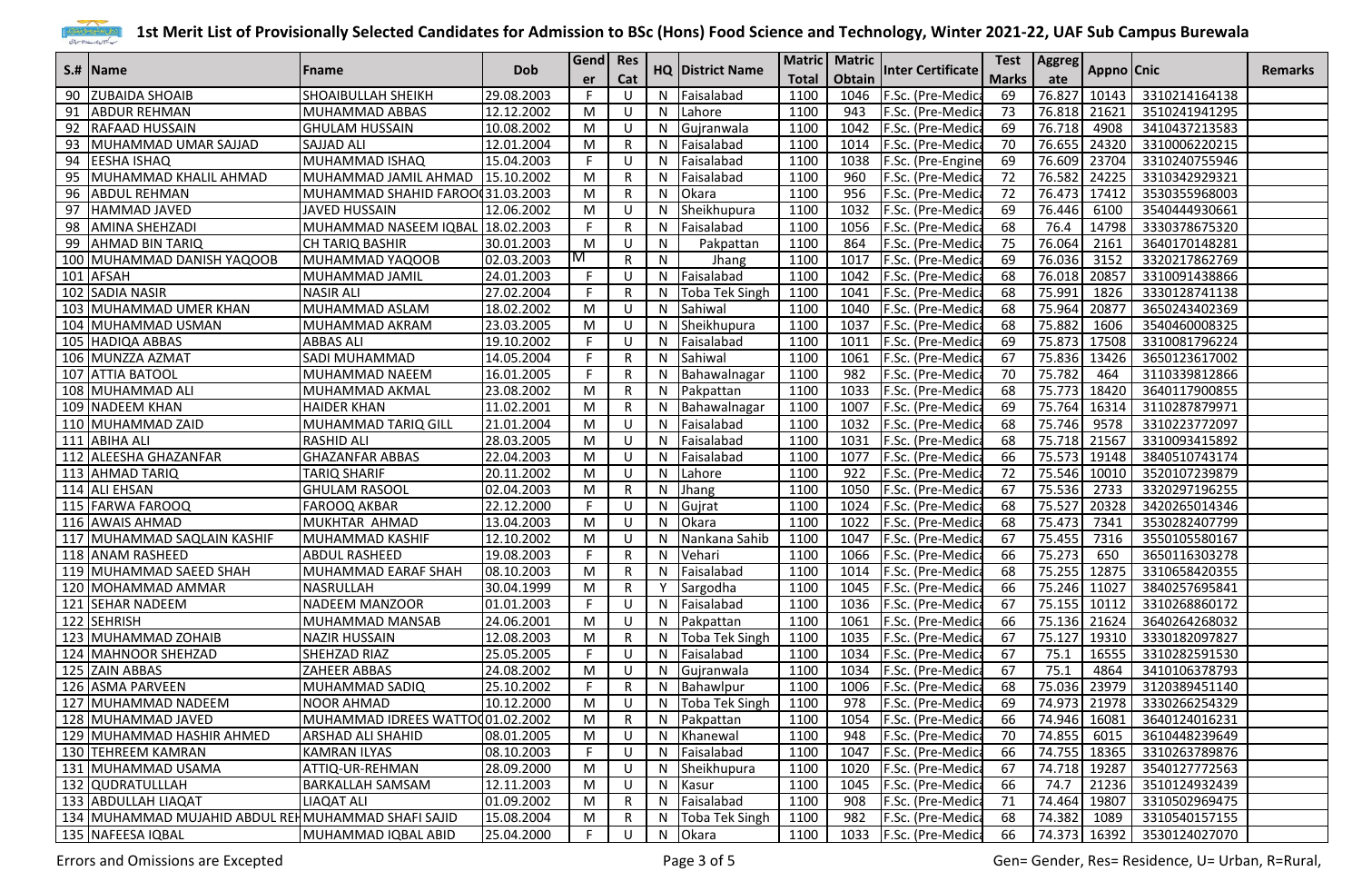# 1st Merit List of Provisionally Selected Candidates for Admission to BSc (Hons) Food Science and Technology, Winter 2021-22, UAF Sub Campus Burewala

| S.# | Name | Fname | Dob | Gender | Res Cat | HQ | District Name | Matric Total | Matric Obtain | Inter Certificate | Test Marks | Aggregate | Appno | Cnic | Remarks |
|---|---|---|---|---|---|---|---|---|---|---|---|---|---|---|---|
| 90 | ZUBAIDA SHOAIB | SHOAIBULLAH SHEIKH | 29.08.2003 | F | U | N | Faisalabad | 1100 | 1046 | F.Sc. (Pre-Medica | 69 | 76.827 | 10143 | 3310214164138 | |
| 91 | ABDUR REHMAN | MUHAMMAD ABBAS | 12.12.2002 | M | U | N | Lahore | 1100 | 943 | F.Sc. (Pre-Medica | 73 | 76.818 | 21621 | 3510241941295 | |
| 92 | RAFAAD HUSSAIN | GHULAM HUSSAIN | 10.08.2002 | M | U | N | Gujranwala | 1100 | 1042 | F.Sc. (Pre-Medica | 69 | 76.718 | 4908 | 3410437213583 | |
| 93 | MUHAMMAD UMAR SAJJAD | SAJJAD ALI | 12.01.2004 | M | R | N | Faisalabad | 1100 | 1014 | F.Sc. (Pre-Medica | 70 | 76.655 | 24320 | 3310006220215 | |
| 94 | EESHA ISHAQ | MUHAMMAD ISHAQ | 15.04.2003 | F | U | N | Faisalabad | 1100 | 1038 | F.Sc. (Pre-Engine | 69 | 76.609 | 23704 | 3310240755946 | |
| 95 | MUHAMMAD KHALIL AHMAD | MUHAMMAD JAMIL AHMAD | 15.10.2002 | M | R | N | Faisalabad | 1100 | 960 | F.Sc. (Pre-Medica | 72 | 76.582 | 24225 | 3310342929321 | |
| 96 | ABDUL REHMAN | MUHAMMAD SHAHID FAROO | 31.03.2003 | M | R | N | Okara | 1100 | 956 | F.Sc. (Pre-Medica | 72 | 76.473 | 17412 | 3530355968003 | |
| 97 | HAMMAD JAVED | JAVED HUSSAIN | 12.06.2002 | M | U | N | Sheikhupura | 1100 | 1032 | F.Sc. (Pre-Medica | 69 | 76.446 | 6100 | 3540444930661 | |
| 98 | AMINA SHEHZADI | MUHAMMAD NASEEM IQBAL | 18.02.2003 | F | R | N | Faisalabad | 1100 | 1056 | F.Sc. (Pre-Medica | 68 | 76.4 | 14798 | 3330378675320 | |
| 99 | AHMAD BIN TARIQ | CH TARIQ BASHIR | 30.01.2003 | M | U | N | Pakpattan | 1100 | 864 | F.Sc. (Pre-Medica | 75 | 76.064 | 2161 | 3640170148281 | |
| 100 | MUHAMMAD DANISH YAQOOB | MUHAMMAD YAQOOB | 02.03.2003 | M | R | N | Jhang | 1100 | 1017 | F.Sc. (Pre-Medica | 69 | 76.036 | 3152 | 3320217862769 | |
| 101 | AFSAH | MUHAMMAD JAMIL | 24.01.2003 | F | U | N | Faisalabad | 1100 | 1042 | F.Sc. (Pre-Medica | 68 | 76.018 | 20857 | 3310091438866 | |
| 102 | SADIA NASIR | NASIR ALI | 27.02.2004 | F | R | N | Toba Tek Singh | 1100 | 1041 | F.Sc. (Pre-Medica | 68 | 75.991 | 1826 | 3330128741138 | |
| 103 | MUHAMMAD UMER KHAN | MUHAMMAD ASLAM | 18.02.2002 | M | U | N | Sahiwal | 1100 | 1040 | F.Sc. (Pre-Medica | 68 | 75.964 | 20877 | 3650243402369 | |
| 104 | MUHAMMAD USMAN | MUHAMMAD AKRAM | 23.03.2005 | M | U | N | Sheikhupura | 1100 | 1037 | F.Sc. (Pre-Medica | 68 | 75.882 | 1606 | 3540460008325 | |
| 105 | HADIQA ABBAS | ABBAS ALI | 19.10.2002 | F | U | N | Faisalabad | 1100 | 1011 | F.Sc. (Pre-Medica | 69 | 75.873 | 17508 | 3310081796224 | |
| 106 | MUNZZA AZMAT | SADI MUHAMMAD | 14.05.2004 | F | R | N | Sahiwal | 1100 | 1061 | F.Sc. (Pre-Medica | 67 | 75.836 | 13426 | 3650123617002 | |
| 107 | ATTIA BATOOL | MUHAMMAD NAEEM | 16.01.2005 | F | R | N | Bahawalnagar | 1100 | 982 | F.Sc. (Pre-Medica | 70 | 75.782 | 464 | 3110339812866 | |
| 108 | MUHAMMAD ALI | MUHAMMAD AKMAL | 23.08.2002 | M | R | N | Pakpattan | 1100 | 1033 | F.Sc. (Pre-Medica | 68 | 75.773 | 18420 | 3640117900855 | |
| 109 | NADEEM KHAN | HAIDER KHAN | 11.02.2001 | M | R | N | Bahawalnagar | 1100 | 1007 | F.Sc. (Pre-Medica | 69 | 75.764 | 16314 | 3110287879971 | |
| 110 | MUHAMMAD ZAID | MUHAMMAD TARIQ GILL | 21.01.2004 | M | U | N | Faisalabad | 1100 | 1032 | F.Sc. (Pre-Medica | 68 | 75.746 | 9578 | 3310223772097 | |
| 111 | ABIHA ALI | RASHID ALI | 28.03.2005 | M | U | N | Faisalabad | 1100 | 1031 | F.Sc. (Pre-Medica | 68 | 75.718 | 21567 | 3310093415892 | |
| 112 | ALEESHA GHAZANFAR | GHAZANFAR ABBAS | 22.04.2003 | M | U | N | Faisalabad | 1100 | 1077 | F.Sc. (Pre-Medica | 66 | 75.573 | 19148 | 3840510743174 | |
| 113 | AHMAD TARIQ | TARIQ SHARIF | 20.11.2002 | M | U | N | Lahore | 1100 | 922 | F.Sc. (Pre-Medica | 72 | 75.546 | 10010 | 3520107239879 | |
| 114 | ALI EHSAN | GHULAM RASOOL | 02.04.2003 | M | R | N | Jhang | 1100 | 1050 | F.Sc. (Pre-Medica | 67 | 75.536 | 2733 | 3320297196255 | |
| 115 | FARWA FAROOQ | FAROOQ AKBAR | 22.12.2000 | F | U | N | Gujrat | 1100 | 1024 | F.Sc. (Pre-Medica | 68 | 75.527 | 20328 | 3420265014346 | |
| 116 | AWAIS AHMAD | MUKHTAR AHMAD | 13.04.2003 | M | U | N | Okara | 1100 | 1022 | F.Sc. (Pre-Medica | 68 | 75.473 | 7341 | 3530282407799 | |
| 117 | MUHAMMAD SAQLAIN KASHIF | MUHAMMAD KASHIF | 12.10.2002 | M | U | N | Nankana Sahib | 1100 | 1047 | F.Sc. (Pre-Medica | 67 | 75.455 | 7316 | 3550105580167 | |
| 118 | ANAM RASHEED | ABDUL RASHEED | 19.08.2003 | F | R | N | Vehari | 1100 | 1066 | F.Sc. (Pre-Medica | 66 | 75.273 | 650 | 3650116303278 | |
| 119 | MUHAMMAD SAEED SHAH | MUHAMMAD EARAF SHAH | 08.10.2003 | M | R | N | Faisalabad | 1100 | 1014 | F.Sc. (Pre-Medica | 68 | 75.255 | 12875 | 3310658420355 | |
| 120 | MOHAMMAD AMMAR | NASRULLAH | 30.04.1999 | M | R | Y | Sargodha | 1100 | 1045 | F.Sc. (Pre-Medica | 66 | 75.246 | 11027 | 3840257695841 | |
| 121 | SEHAR NADEEM | NADEEM MANZOOR | 01.01.2003 | F | U | N | Faisalabad | 1100 | 1036 | F.Sc. (Pre-Medica | 67 | 75.155 | 10112 | 3310268860172 | |
| 122 | SEHRISH | MUHAMMAD MANSAB | 24.06.2001 | M | U | N | Pakpattan | 1100 | 1061 | F.Sc. (Pre-Medica | 66 | 75.136 | 21624 | 3640264268032 | |
| 123 | MUHAMMAD ZOHAIB | NAZIR HUSSAIN | 12.08.2003 | M | R | N | Toba Tek Singh | 1100 | 1035 | F.Sc. (Pre-Medica | 67 | 75.127 | 19310 | 3330182097827 | |
| 124 | MAHNOOR SHEHZAD | SHEHZAD RIAZ | 25.05.2005 | F | U | N | Faisalabad | 1100 | 1034 | F.Sc. (Pre-Medica | 67 | 75.1 | 16555 | 3310282591530 | |
| 125 | ZAIN ABBAS | ZAHEER ABBAS | 24.08.2002 | M | U | N | Gujranwala | 1100 | 1034 | F.Sc. (Pre-Medica | 67 | 75.1 | 4864 | 3410106378793 | |
| 126 | ASMA PARVEEN | MUHAMMAD SADIQ | 25.10.2002 | F | R | N | Bahawlpur | 1100 | 1006 | F.Sc. (Pre-Medica | 68 | 75.036 | 23979 | 3120389451140 | |
| 127 | MUHAMMAD NADEEM | NOOR AHMAD | 10.12.2000 | M | U | N | Toba Tek Singh | 1100 | 978 | F.Sc. (Pre-Medica | 69 | 74.973 | 21978 | 3330266254329 | |
| 128 | MUHAMMAD JAVED | MUHAMMAD IDREES WATTO | 01.02.2002 | M | R | N | Pakpattan | 1100 | 1054 | F.Sc. (Pre-Medica | 66 | 74.946 | 16081 | 3640124016231 | |
| 129 | MUHAMMAD HASHIR AHMED | ARSHAD ALI SHAHID | 08.01.2005 | M | U | N | Khanewal | 1100 | 948 | F.Sc. (Pre-Medica | 70 | 74.855 | 6015 | 3610448239649 | |
| 130 | TEHREEM KAMRAN | KAMRAN ILYAS | 08.10.2003 | F | U | N | Faisalabad | 1100 | 1047 | F.Sc. (Pre-Medica | 66 | 74.755 | 18365 | 3310263789876 | |
| 131 | MUHAMMAD USAMA | ATTIQ-UR-REHMAN | 28.09.2000 | M | U | N | Sheikhupura | 1100 | 1020 | F.Sc. (Pre-Medica | 67 | 74.718 | 19287 | 3540127772563 | |
| 132 | QUDRATULLLAH | BARKALLAH SAMSAM | 12.11.2003 | M | U | N | Kasur | 1100 | 1045 | F.Sc. (Pre-Medica | 66 | 74.7 | 21236 | 3510124932439 | |
| 133 | ABDULLAH LIAQAT | LIAQAT ALI | 01.09.2002 | M | R | N | Faisalabad | 1100 | 908 | F.Sc. (Pre-Medica | 71 | 74.464 | 19807 | 3310502969475 | |
| 134 | MUHAMMAD MUJAHID ABDUL REH | MUHAMMAD SHAFI SAJID | 15.08.2004 | M | R | N | Toba Tek Singh | 1100 | 982 | F.Sc. (Pre-Medica | 68 | 74.382 | 1089 | 3310540157155 | |
| 135 | NAFEESA IQBAL | MUHAMMAD IQBAL ABID | 25.04.2000 | F | U | N | Okara | 1100 | 1033 | F.Sc. (Pre-Medica | 66 | 74.373 | 16392 | 3530124027070 | |

Errors and Omissions are Excepted

Gen= Gender, Res= Residence, U= Urban, R=Rural,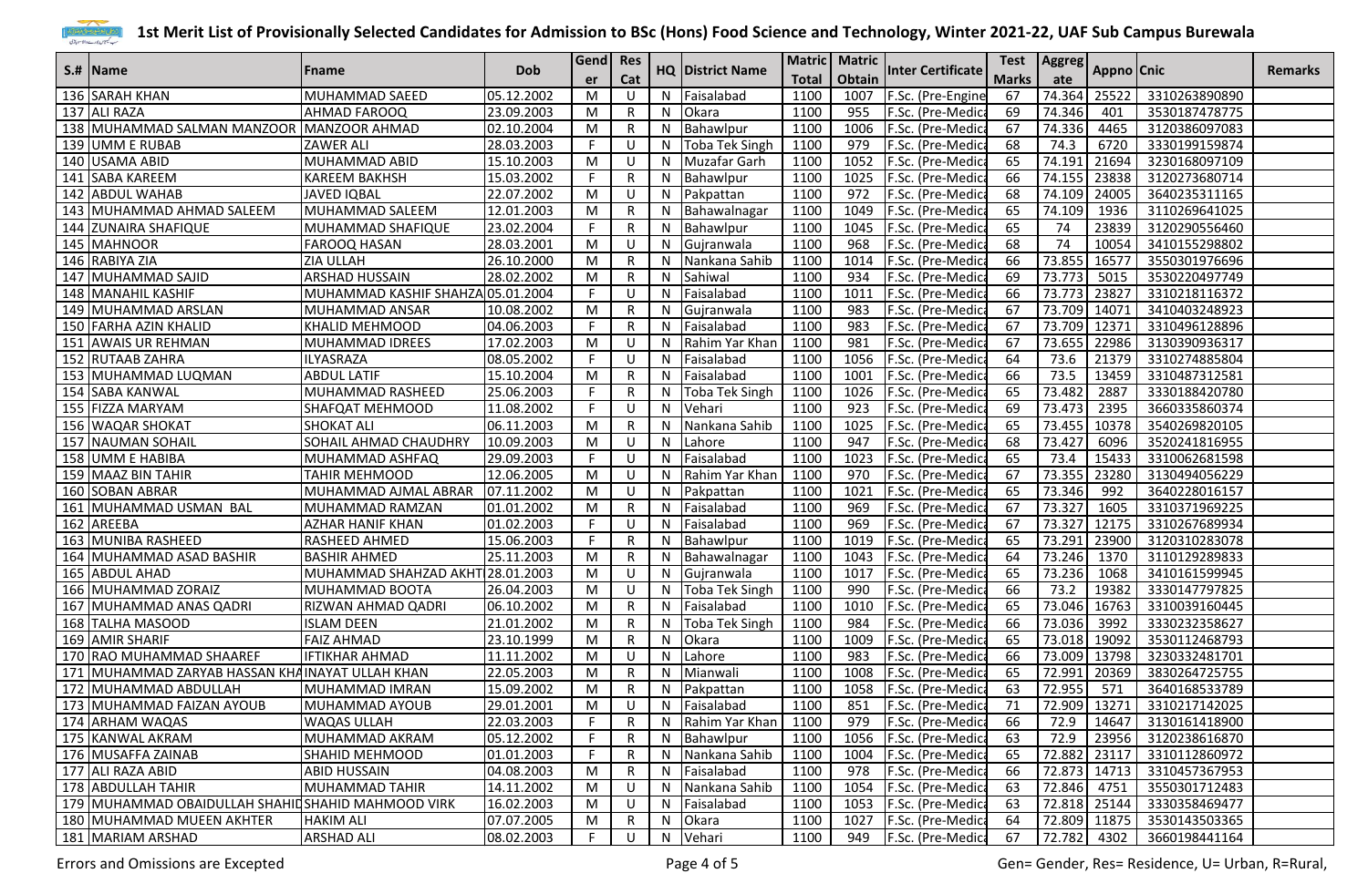# 1st Merit List of Provisionally Selected Candidates for Admission to BSc (Hons) Food Science and Technology, Winter 2021-22, UAF Sub Campus Burewala

| S.# | Name | Fname | Dob | Gender | Res Cat | HQ | District Name | Matric Total | Matric Obtain | Inter Certificate | Test Marks | Aggregate | Appno | Cnic | Remarks |
|---|---|---|---|---|---|---|---|---|---|---|---|---|---|---|---|
| 136 | SARAH KHAN | MUHAMMAD SAEED | 05.12.2002 | M | U | N | Faisalabad | 1100 | 1007 | F.Sc. (Pre-Engine | 67 | 74.364 | 25522 | 3310263890890 | |
| 137 | ALI RAZA | AHMAD FAROOQ | 23.09.2003 | M | R | N | Okara | 1100 | 955 | F.Sc. (Pre-Medica | 69 | 74.346 | 401 | 3530187478775 | |
| 138 | MUHAMMAD SALMAN MANZOOR | MANZOOR AHMAD | 02.10.2004 | M | R | N | Bahawlpur | 1100 | 1006 | F.Sc. (Pre-Medica | 67 | 74.336 | 4465 | 3120386097083 | |
| 139 | UMM E RUBAB | ZAWER ALI | 28.03.2003 | F | U | N | Toba Tek Singh | 1100 | 979 | F.Sc. (Pre-Medica | 68 | 74.3 | 6720 | 3330199159874 | |
| 140 | USAMA ABID | MUHAMMAD ABID | 15.10.2003 | M | U | N | Muzafar Garh | 1100 | 1052 | F.Sc. (Pre-Medica | 65 | 74.191 | 21694 | 3230168097109 | |
| 141 | SABA KAREEM | KAREEM BAKHSH | 15.03.2002 | F | R | N | Bahawlpur | 1100 | 1025 | F.Sc. (Pre-Medica | 66 | 74.155 | 23838 | 3120273680714 | |
| 142 | ABDUL WAHAB | JAVED IQBAL | 22.07.2002 | M | U | N | Pakpattan | 1100 | 972 | F.Sc. (Pre-Medica | 68 | 74.109 | 24005 | 3640235311165 | |
| 143 | MUHAMMAD AHMAD SALEEM | MUHAMMAD SALEEM | 12.01.2003 | M | R | N | Bahawalnagar | 1100 | 1049 | F.Sc. (Pre-Medica | 65 | 74.109 | 1936 | 3110269641025 | |
| 144 | ZUNAIRA SHAFIQUE | MUHAMMAD SHAFIQUE | 23.02.2004 | F | R | N | Bahawlpur | 1100 | 1045 | F.Sc. (Pre-Medica | 65 | 74 | 23839 | 3120290556460 | |
| 145 | MAHNOOR | FAROOQ HASAN | 28.03.2001 | M | U | N | Gujranwala | 1100 | 968 | F.Sc. (Pre-Medica | 68 | 74 | 10054 | 3410155298802 | |
| 146 | RABIYA ZIA | ZIA ULLAH | 26.10.2000 | M | R | N | Nankana Sahib | 1100 | 1014 | F.Sc. (Pre-Medica | 66 | 73.855 | 16577 | 3550301976696 | |
| 147 | MUHAMMAD SAJID | ARSHAD HUSSAIN | 28.02.2002 | M | R | N | Sahiwal | 1100 | 934 | F.Sc. (Pre-Medica | 69 | 73.773 | 5015 | 3530220497749 | |
| 148 | MANAHIL KASHIF | MUHAMMAD KASHIF SHAHZA | 05.01.2004 | F | U | N | Faisalabad | 1100 | 1011 | F.Sc. (Pre-Medica | 66 | 73.773 | 23827 | 3310218116372 | |
| 149 | MUHAMMAD ARSLAN | MUHAMMAD ANSAR | 10.08.2002 | M | R | N | Gujranwala | 1100 | 983 | F.Sc. (Pre-Medica | 67 | 73.709 | 14071 | 3410403248923 | |
| 150 | FARHA AZIN KHALID | KHALID MEHMOOD | 04.06.2003 | F | R | N | Faisalabad | 1100 | 983 | F.Sc. (Pre-Medica | 67 | 73.709 | 12371 | 3310496128896 | |
| 151 | AWAIS UR REHMAN | MUHAMMAD IDREES | 17.02.2003 | M | U | N | Rahim Yar Khan | 1100 | 981 | F.Sc. (Pre-Medica | 67 | 73.655 | 22986 | 3130390936317 | |
| 152 | RUTAAB ZAHRA | ILYASRAZA | 08.05.2002 | F | U | N | Faisalabad | 1100 | 1056 | F.Sc. (Pre-Medica | 64 | 73.6 | 21379 | 3310274885804 | |
| 153 | MUHAMMAD LUQMAN | ABDUL LATIF | 15.10.2004 | M | R | N | Faisalabad | 1100 | 1001 | F.Sc. (Pre-Medica | 66 | 73.5 | 13459 | 3310487312581 | |
| 154 | SABA KANWAL | MUHAMMAD RASHEED | 25.06.2003 | F | R | N | Toba Tek Singh | 1100 | 1026 | F.Sc. (Pre-Medica | 65 | 73.482 | 2887 | 3330188420780 | |
| 155 | FIZZA MARYAM | SHAFQAT MEHMOOD | 11.08.2002 | F | U | N | Vehari | 1100 | 923 | F.Sc. (Pre-Medica | 69 | 73.473 | 2395 | 3660335860374 | |
| 156 | WAQAR SHOKAT | SHOKAT ALI | 06.11.2003 | M | R | N | Nankana Sahib | 1100 | 1025 | F.Sc. (Pre-Medica | 65 | 73.455 | 10378 | 3540269820105 | |
| 157 | NAUMAN SOHAIL | SOHAIL AHMAD CHAUDHRY | 10.09.2003 | M | U | N | Lahore | 1100 | 947 | F.Sc. (Pre-Medica | 68 | 73.427 | 6096 | 3520241816955 | |
| 158 | UMM E HABIBA | MUHAMMAD ASHFAQ | 29.09.2003 | F | U | N | Faisalabad | 1100 | 1023 | F.Sc. (Pre-Medica | 65 | 73.4 | 15433 | 3310062681598 | |
| 159 | MAAZ BIN TAHIR | TAHIR MEHMOOD | 12.06.2005 | M | U | N | Rahim Yar Khan | 1100 | 970 | F.Sc. (Pre-Medica | 67 | 73.355 | 23280 | 3130494056229 | |
| 160 | SOBAN ABRAR | MUHAMMAD AJMAL ABRAR | 07.11.2002 | M | U | N | Pakpattan | 1100 | 1021 | F.Sc. (Pre-Medica | 65 | 73.346 | 992 | 3640228016157 | |
| 161 | MUHAMMAD USMAN BAL | MUHAMMAD RAMZAN | 01.01.2002 | M | R | N | Faisalabad | 1100 | 969 | F.Sc. (Pre-Medica | 67 | 73.327 | 1605 | 3310371969225 | |
| 162 | AREEBA | AZHAR HANIF KHAN | 01.02.2003 | F | U | N | Faisalabad | 1100 | 969 | F.Sc. (Pre-Medica | 67 | 73.327 | 12175 | 3310267689934 | |
| 163 | MUNIBA RASHEED | RASHEED AHMED | 15.06.2003 | F | R | N | Bahawlpur | 1100 | 1019 | F.Sc. (Pre-Medica | 65 | 73.291 | 23900 | 3120310283078 | |
| 164 | MUHAMMAD ASAD BASHIR | BASHIR AHMED | 25.11.2003 | M | R | N | Bahawalnagar | 1100 | 1043 | F.Sc. (Pre-Medica | 64 | 73.246 | 1370 | 3110129289833 | |
| 165 | ABDUL AHAD | MUHAMMAD SHAHZAD AKHT | 28.01.2003 | M | U | N | Gujranwala | 1100 | 1017 | F.Sc. (Pre-Medica | 65 | 73.236 | 1068 | 3410161599945 | |
| 166 | MUHAMMAD ZORAIZ | MUHAMMAD BOOTA | 26.04.2003 | M | U | N | Toba Tek Singh | 1100 | 990 | F.Sc. (Pre-Medica | 66 | 73.2 | 19382 | 3330147797825 | |
| 167 | MUHAMMAD ANAS QADRI | RIZWAN AHMAD QADRI | 06.10.2002 | M | R | N | Faisalabad | 1100 | 1010 | F.Sc. (Pre-Medica | 65 | 73.046 | 16763 | 3310039160445 | |
| 168 | TALHA MASOOD | ISLAM DEEN | 21.01.2002 | M | R | N | Toba Tek Singh | 1100 | 984 | F.Sc. (Pre-Medica | 66 | 73.036 | 3992 | 3330232358627 | |
| 169 | AMIR SHARIF | FAIZ AHMAD | 23.10.1999 | M | R | N | Okara | 1100 | 1009 | F.Sc. (Pre-Medica | 65 | 73.018 | 19092 | 3530112468793 | |
| 170 | RAO MUHAMMAD SHAAREF | IFTIKHAR AHMAD | 11.11.2002 | M | U | N | Lahore | 1100 | 983 | F.Sc. (Pre-Medica | 66 | 73.009 | 13798 | 3230332481701 | |
| 171 | MUHAMMAD ZARYAB HASSAN KHA | INAYAT ULLAH KHAN | 22.05.2003 | M | R | N | Mianwali | 1100 | 1008 | F.Sc. (Pre-Medica | 65 | 72.991 | 20369 | 3830264725755 | |
| 172 | MUHAMMAD ABDULLAH | MUHAMMAD IMRAN | 15.09.2002 | M | R | N | Pakpattan | 1100 | 1058 | F.Sc. (Pre-Medica | 63 | 72.955 | 571 | 3640168533789 | |
| 173 | MUHAMMAD FAIZAN AYOUB | MUHAMMAD AYOUB | 29.01.2001 | M | U | N | Faisalabad | 1100 | 851 | F.Sc. (Pre-Medica | 71 | 72.909 | 13271 | 3310217142025 | |
| 174 | ARHAM WAQAS | WAQAS ULLAH | 22.03.2003 | F | R | N | Rahim Yar Khan | 1100 | 979 | F.Sc. (Pre-Medica | 66 | 72.9 | 14647 | 3130161418900 | |
| 175 | KANWAL AKRAM | MUHAMMAD AKRAM | 05.12.2002 | F | R | N | Bahawlpur | 1100 | 1056 | F.Sc. (Pre-Medica | 63 | 72.9 | 23956 | 3120238616870 | |
| 176 | MUSAFFA ZAINAB | SHAHID MEHMOOD | 01.01.2003 | F | R | N | Nankana Sahib | 1100 | 1004 | F.Sc. (Pre-Medica | 65 | 72.882 | 23117 | 3310112860972 | |
| 177 | ALI RAZA ABID | ABID HUSSAIN | 04.08.2003 | M | R | N | Faisalabad | 1100 | 978 | F.Sc. (Pre-Medica | 66 | 72.873 | 14713 | 3310457367953 | |
| 178 | ABDULLAH TAHIR | MUHAMMAD TAHIR | 14.11.2002 | M | U | N | Nankana Sahib | 1100 | 1054 | F.Sc. (Pre-Medica | 63 | 72.846 | 4751 | 3550301712483 | |
| 179 | MUHAMMAD OBAIDULLAH SHAHID | SHAHID MAHMOOD VIRK | 16.02.2003 | M | U | N | Faisalabad | 1100 | 1053 | F.Sc. (Pre-Medica | 63 | 72.818 | 25144 | 3330358469477 | |
| 180 | MUHAMMAD MUEEN AKHTER | HAKIM ALI | 07.07.2005 | M | R | N | Okara | 1100 | 1027 | F.Sc. (Pre-Medica | 64 | 72.809 | 11875 | 3530143503365 | |
| 181 | MARIAM ARSHAD | ARSHAD ALI | 08.02.2003 | F | U | N | Vehari | 1100 | 949 | F.Sc. (Pre-Medica | 67 | 72.782 | 4302 | 3660198441164 | |

Errors and Omissions are Excepted

Gen= Gender, Res= Residence, U= Urban, R=Rural,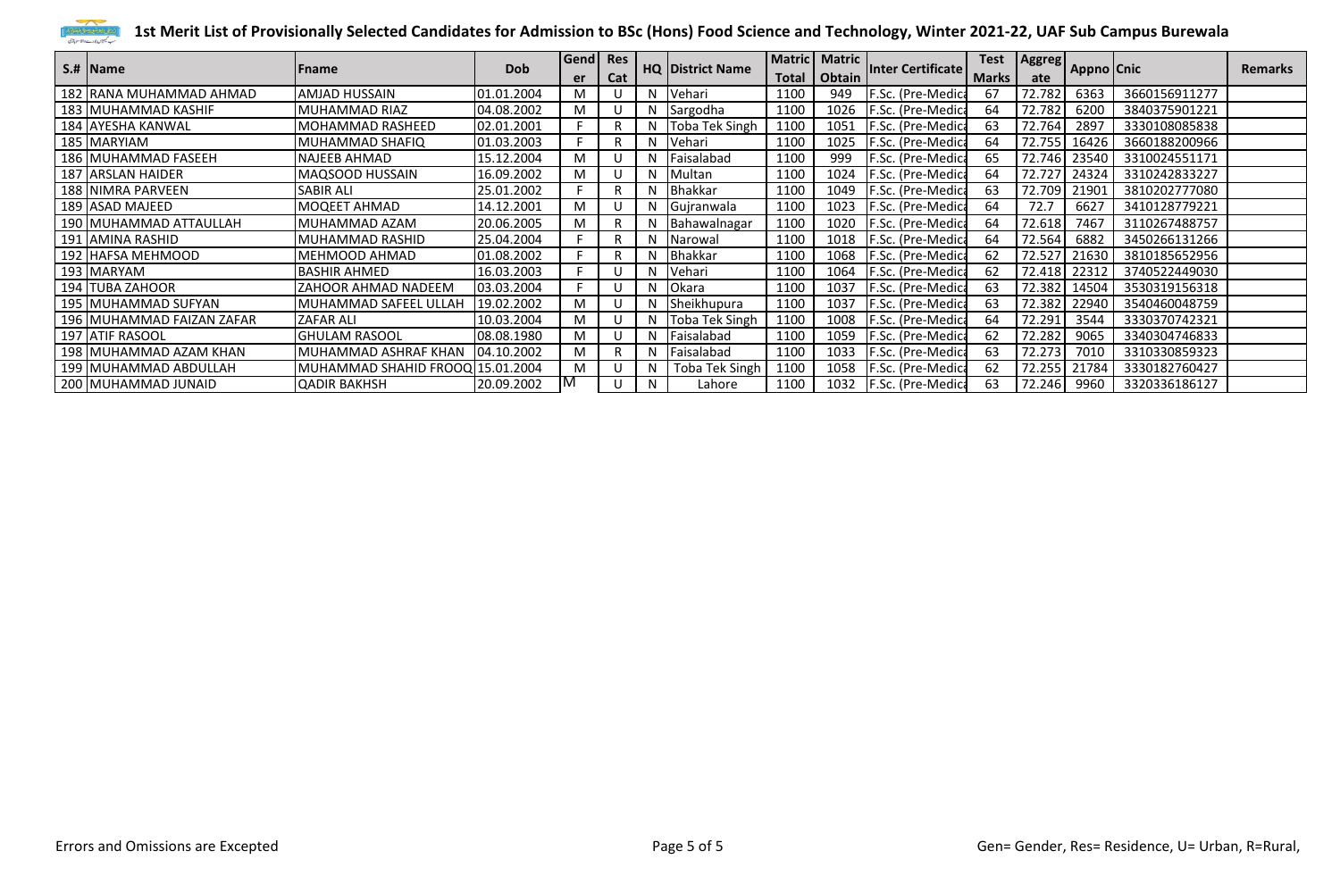# 1st Merit List of Provisionally Selected Candidates for Admission to BSc (Hons) Food Science and Technology, Winter 2021-22, UAF Sub Campus Burewala

| S.# | Name | Fname | Dob | Gender | Res Cat | HQ | District Name | Matric Total | Matric Obtain | Inter Certificate | Test Marks | Aggregate | Appno | Cnic | Remarks |
|---|---|---|---|---|---|---|---|---|---|---|---|---|---|---|---|
| 182 | RANA MUHAMMAD AHMAD | AMJAD HUSSAIN | 01.01.2004 | M | U | N | Vehari | 1100 | 949 | F.Sc. (Pre-Medica | 67 | 72.782 | 6363 | 3660156911277 | |
| 183 | MUHAMMAD KASHIF | MUHAMMAD RIAZ | 04.08.2002 | M | U | N | Sargodha | 1100 | 1026 | F.Sc. (Pre-Medica | 64 | 72.782 | 6200 | 3840375901221 | |
| 184 | AYESHA KANWAL | MOHAMMAD RASHEED | 02.01.2001 | F | R | N | Toba Tek Singh | 1100 | 1051 | F.Sc. (Pre-Medica | 63 | 72.764 | 2897 | 3330108085838 | |
| 185 | MARYIAM | MUHAMMAD SHAFIQ | 01.03.2003 | F | R | N | Vehari | 1100 | 1025 | F.Sc. (Pre-Medica | 64 | 72.755 | 16426 | 3660188200966 | |
| 186 | MUHAMMAD FASEEH | NAJEEB AHMAD | 15.12.2004 | M | U | N | Faisalabad | 1100 | 999 | F.Sc. (Pre-Medica | 65 | 72.746 | 23540 | 3310024551171 | |
| 187 | ARSLAN HAIDER | MAQSOOD HUSSAIN | 16.09.2002 | M | U | N | Multan | 1100 | 1024 | F.Sc. (Pre-Medica | 64 | 72.727 | 24324 | 3310242833227 | |
| 188 | NIMRA PARVEEN | SABIR ALI | 25.01.2002 | F | R | N | Bhakkar | 1100 | 1049 | F.Sc. (Pre-Medica | 63 | 72.709 | 21901 | 3810202777080 | |
| 189 | ASAD MAJEED | MOQEET AHMAD | 14.12.2001 | M | U | N | Gujranwala | 1100 | 1023 | F.Sc. (Pre-Medica | 64 | 72.7 | 6627 | 3410128779221 | |
| 190 | MUHAMMAD ATTAULLAH | MUHAMMAD AZAM | 20.06.2005 | M | R | N | Bahawalnagar | 1100 | 1020 | F.Sc. (Pre-Medica | 64 | 72.618 | 7467 | 3110267488757 | |
| 191 | AMINA RASHID | MUHAMMAD RASHID | 25.04.2004 | F | R | N | Narowal | 1100 | 1018 | F.Sc. (Pre-Medica | 64 | 72.564 | 6882 | 3450266131266 | |
| 192 | HAFSA MEHMOOD | MEHMOOD AHMAD | 01.08.2002 | F | R | N | Bhakkar | 1100 | 1068 | F.Sc. (Pre-Medica | 62 | 72.527 | 21630 | 3810185652956 | |
| 193 | MARYAM | BASHIR AHMED | 16.03.2003 | F | U | N | Vehari | 1100 | 1064 | F.Sc. (Pre-Medica | 62 | 72.418 | 22312 | 3740522449030 | |
| 194 | TUBA ZAHOOR | ZAHOOR AHMAD NADEEM | 03.03.2004 | F | U | N | Okara | 1100 | 1037 | F.Sc. (Pre-Medica | 63 | 72.382 | 14504 | 3530319156318 | |
| 195 | MUHAMMAD SUFYAN | MUHAMMAD SAFEEL ULLAH | 19.02.2002 | M | U | N | Sheikhupura | 1100 | 1037 | F.Sc. (Pre-Medica | 63 | 72.382 | 22940 | 3540460048759 | |
| 196 | MUHAMMAD FAIZAN ZAFAR | ZAFAR ALI | 10.03.2004 | M | U | N | Toba Tek Singh | 1100 | 1008 | F.Sc. (Pre-Medica | 64 | 72.291 | 3544 | 3330370742321 | |
| 197 | ATIF RASOOL | GHULAM RASOOL | 08.08.1980 | M | U | N | Faisalabad | 1100 | 1059 | F.Sc. (Pre-Medica | 62 | 72.282 | 9065 | 3340304746833 | |
| 198 | MUHAMMAD AZAM KHAN | MUHAMMAD ASHRAF KHAN | 04.10.2002 | M | R | N | Faisalabad | 1100 | 1033 | F.Sc. (Pre-Medica | 63 | 72.273 | 7010 | 3310330859323 | |
| 199 | MUHAMMAD ABDULLAH | MUHAMMAD SHAHID FROOQ | 15.01.2004 | M | U | N | Toba Tek Singh | 1100 | 1058 | F.Sc. (Pre-Medica | 62 | 72.255 | 21784 | 3330182760427 | |
| 200 | MUHAMMAD JUNAID | QADIR BAKHSH | 20.09.2002 | M | U | N | Lahore | 1100 | 1032 | F.Sc. (Pre-Medica | 63 | 72.246 | 9960 | 3320336186127 | |

Errors and Omissions are Excepted

Gen= Gender, Res= Residence, U= Urban, R=Rural,